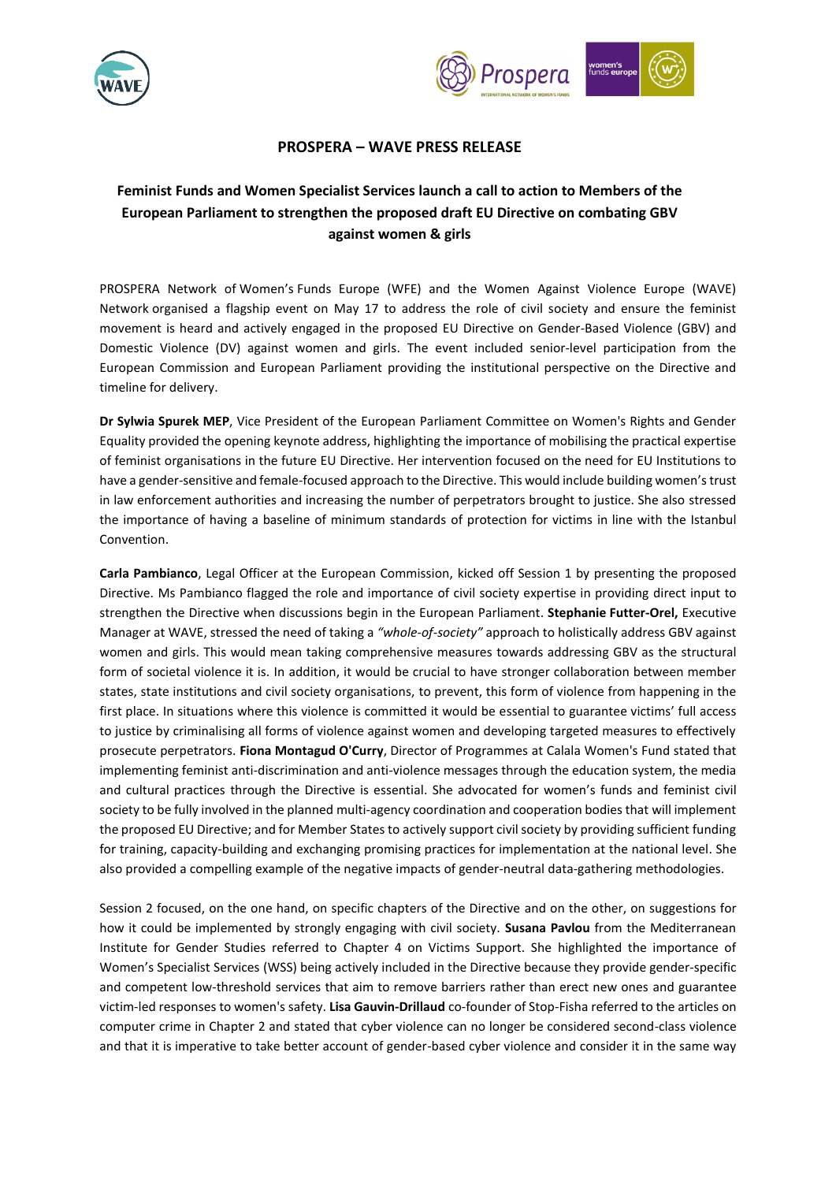## PROSPERA – WAVE PRESS RELEASE

### Feminist Funds and Women Specialist Services launch a call to action to Members of the European Parliament to strengthen the proposed draft EU Directive on combating GBV against women & girls

PROSPERA Network of Women's Funds Europe (WFE) and the Women Against Violence Europe (WAVE) Network organised a flagship event on May 17 to address the role of civil society and ensure the feminist movement is heard and actively engaged in the proposed EU Directive on Gender-Based Violence (GBV) and Domestic Violence (DV) against women and girls. The event included senior-level participation from the European Commission and European Parliament providing the institutional perspective on the Directive and timeline for delivery.

**Dr Sylwia Spurek MEP**, Vice President of the European Parliament Committee on Women's Rights and Gender Equality provided the opening keynote address, highlighting the importance of mobilising the practical expertise of feminist organisations in the future EU Directive. Her intervention focused on the need for EU Institutions to have a gender-sensitive and female-focused approach to the Directive. This would include building women's trust in law enforcement authorities and increasing the number of perpetrators brought to justice. She also stressed the importance of having a baseline of minimum standards of protection for victims in line with the Istanbul Convention.

**Carla Pambianco**, Legal Officer at the European Commission, kicked off Session 1 by presenting the proposed Directive. Ms Pambianco flagged the role and importance of civil society expertise in providing direct input to strengthen the Directive when discussions begin in the European Parliament. **Stephanie Futter-Orel,** Executive Manager at WAVE, stressed the need of taking a *"whole-of-society"* approach to holistically address GBV against women and girls. This would mean taking comprehensive measures towards addressing GBV as the structural form of societal violence it is. In addition, it would be crucial to have stronger collaboration between member states, state institutions and civil society organisations, to prevent, this form of violence from happening in the first place. In situations where this violence is committed it would be essential to guarantee victims' full access to justice by criminalising all forms of violence against women and developing targeted measures to effectively prosecute perpetrators. **Fiona Montagud O'Curry**, Director of Programmes at Calala Women's Fund stated that implementing feminist anti-discrimination and anti-violence messages through the education system, the media and cultural practices through the Directive is essential. She advocated for women's funds and feminist civil society to be fully involved in the planned multi-agency coordination and cooperation bodies that will implement the proposed EU Directive; and for Member States to actively support civil society by providing sufficient funding for training, capacity-building and exchanging promising practices for implementation at the national level. She also provided a compelling example of the negative impacts of gender-neutral data-gathering methodologies.

Session 2 focused, on the one hand, on specific chapters of the Directive and on the other, on suggestions for how it could be implemented by strongly engaging with civil society. **Susana Pavlou** from the Mediterranean Institute for Gender Studies referred to Chapter 4 on Victims Support. She highlighted the importance of Women's Specialist Services (WSS) being actively included in the Directive because they provide gender-specific and competent low-threshold services that aim to remove barriers rather than erect new ones and guarantee victim-led responses to women's safety. **Lisa Gauvin-Drillaud** co-founder of Stop-Fisha referred to the articles on computer crime in Chapter 2 and stated that cyber violence can no longer be considered second-class violence and that it is imperative to take better account of gender-based cyber violence and consider it in the same way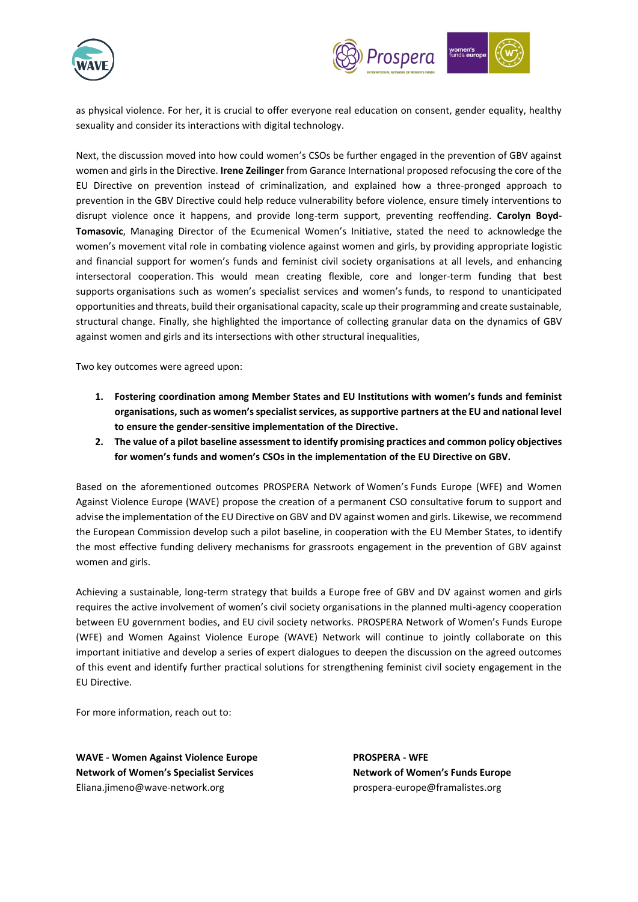as physical violence. For her, it is crucial to offer everyone real education on consent, gender equality, healthy sexuality and consider its interactions with digital technology.

Next, the discussion moved into how could women's CSOs be further engaged in the prevention of GBV against women and girls in the Directive. **Irene Zeilinger** from Garance International proposed refocusing the core of the EU Directive on prevention instead of criminalization, and explained how a three-pronged approach to prevention in the GBV Directive could help reduce vulnerability before violence, ensure timely interventions to disrupt violence once it happens, and provide long-term support, preventing reoffending. **Carolyn Boyd-Tomasovic**, Managing Director of the Ecumenical Women's Initiative, stated the need to acknowledge the women's movement vital role in combating violence against women and girls, by providing appropriate logistic and financial support for women's funds and feminist civil society organisations at all levels, and enhancing intersectoral cooperation. This would mean creating flexible, core and longer-term funding that best supports organisations such as women's specialist services and women's funds, to respond to unanticipated opportunities and threats, build their organisational capacity, scale up their programming and create sustainable, structural change. Finally, she highlighted the importance of collecting granular data on the dynamics of GBV against women and girls and its intersections with other structural inequalities,

Two key outcomes were agreed upon:

1. **Fostering coordination among Member States and EU Institutions with women's funds and feminist organisations, such as women's specialist services, as supportive partners at the EU and national level to ensure the gender-sensitive implementation of the Directive.**
2. **The value of a pilot baseline assessment to identify promising practices and common policy objectives for women's funds and women's CSOs in the implementation of the EU Directive on GBV.**

Based on the aforementioned outcomes PROSPERA Network of Women's Funds Europe (WFE) and Women Against Violence Europe (WAVE) propose the creation of a permanent CSO consultative forum to support and advise the implementation of the EU Directive on GBV and DV against women and girls. Likewise, we recommend the European Commission develop such a pilot baseline, in cooperation with the EU Member States, to identify the most effective funding delivery mechanisms for grassroots engagement in the prevention of GBV against women and girls.

Achieving a sustainable, long-term strategy that builds a Europe free of GBV and DV against women and girls requires the active involvement of women's civil society organisations in the planned multi-agency cooperation between EU government bodies, and EU civil society networks. PROSPERA Network of Women's Funds Europe (WFE) and Women Against Violence Europe (WAVE) Network will continue to jointly collaborate on this important initiative and develop a series of expert dialogues to deepen the discussion on the agreed outcomes of this event and identify further practical solutions for strengthening feminist civil society engagement in the EU Directive.

For more information, reach out to:

**WAVE - Women Against Violence Europe**
**Network of Women's Specialist Services**
Eliana.jimeno@wave-network.org

**PROSPERA - WFE**
**Network of Women's Funds Europe**
prospera-europe@framalistes.org